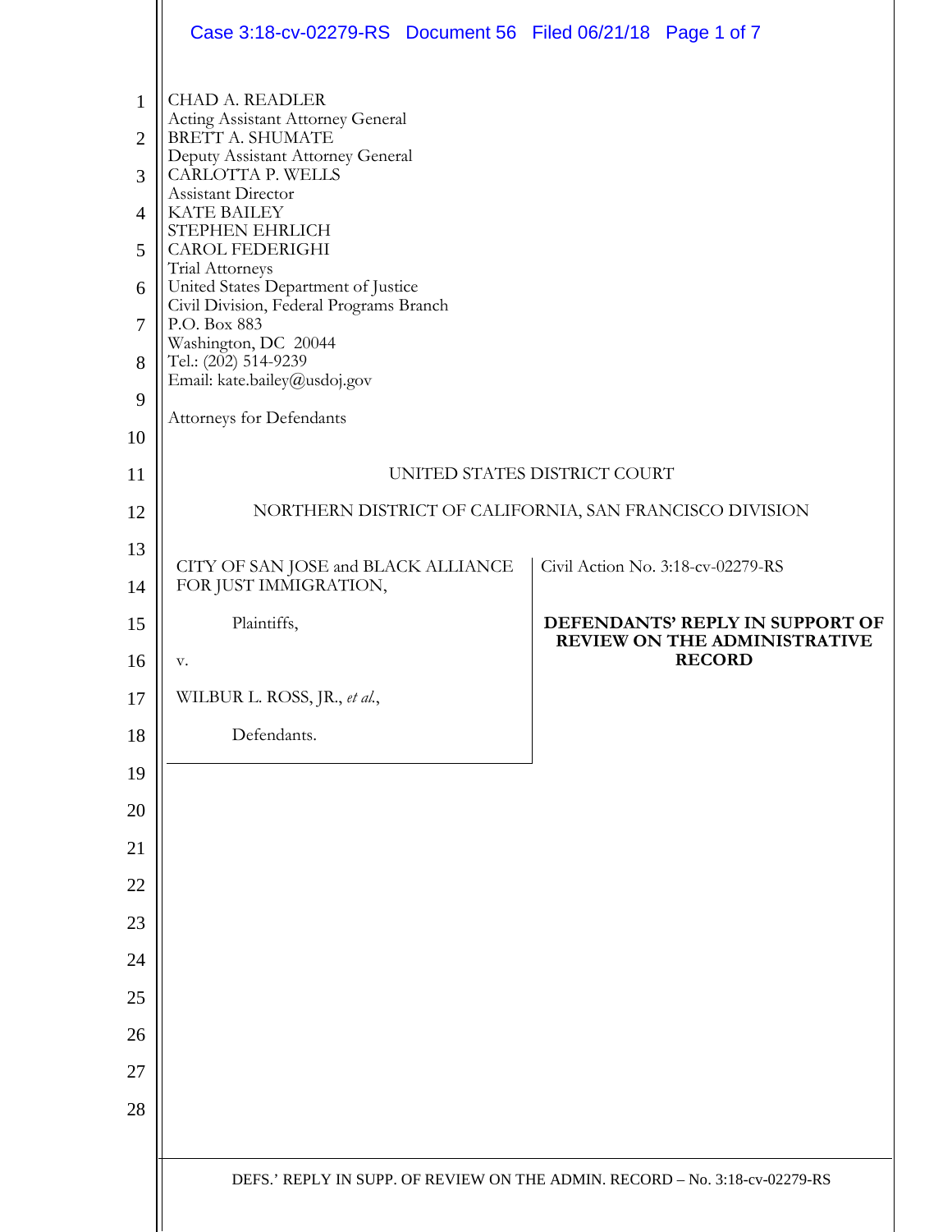CHAD A. READLER
Acting Assistant Attorney General
BRETT A. SHUMATE
Deputy Assistant Attorney General
CARLOTTA P. WELLS
Assistant Director
KATE BAILEY
STEPHEN EHRLICH
CAROL FEDERIGHI
Trial Attorneys
United States Department of Justice
Civil Division, Federal Programs Branch
P.O. Box 883
Washington, DC 20044
Tel.: (202) 514-9239
Email: kate.bailey@usdoj.gov

Attorneys for Defendants

UNITED STATES DISTRICT COURT

NORTHERN DISTRICT OF CALIFORNIA, SAN FRANCISCO DIVISION

CITY OF SAN JOSE and BLACK ALLIANCE FOR JUST IMMIGRATION,

Plaintiffs,

v.

WILBUR L. ROSS, JR., *et al.*,

Defendants.

Civil Action No. 3:18-cv-02279-RS

**DEFENDANTS' REPLY IN SUPPORT OF REVIEW ON THE ADMINISTRATIVE RECORD**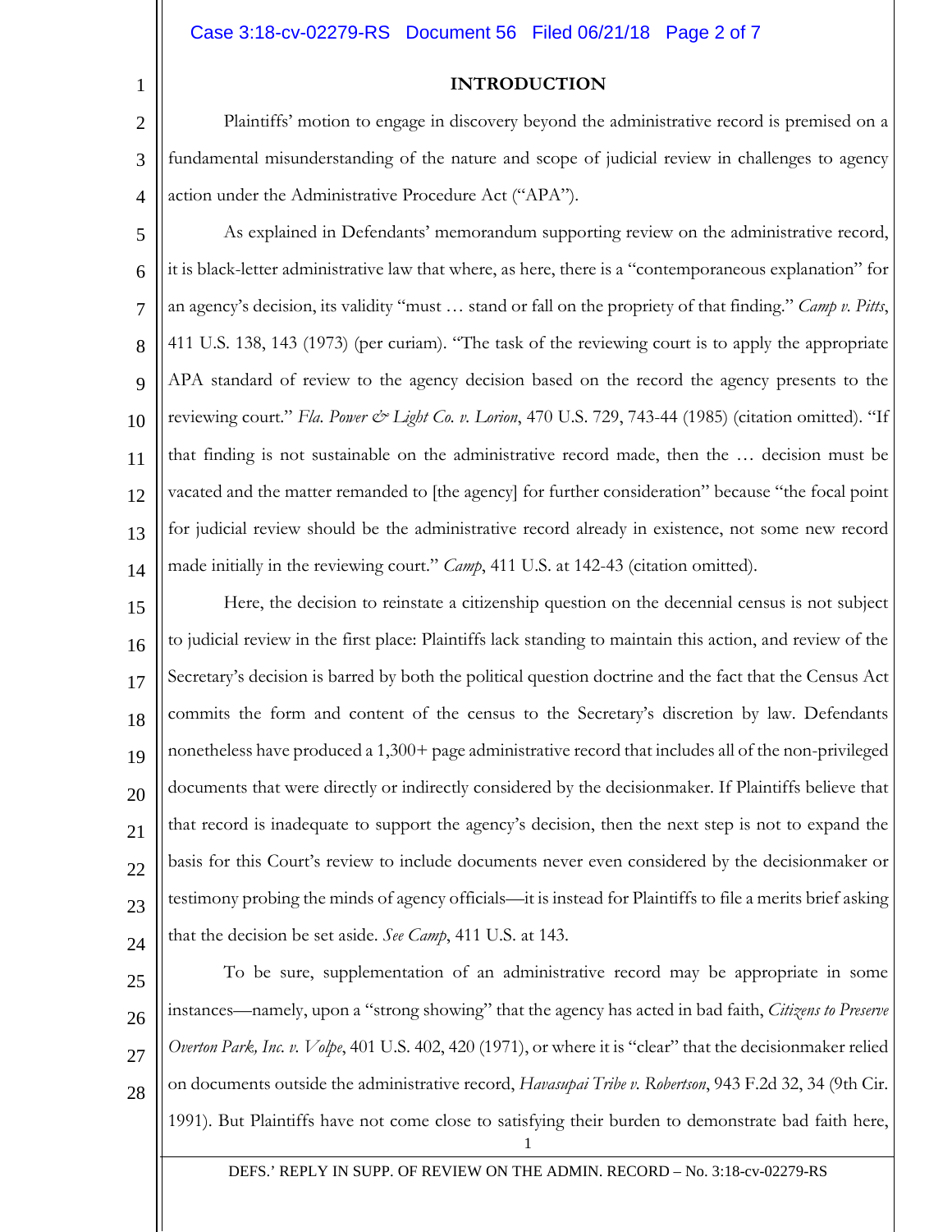## INTRODUCTION

Plaintiffs' motion to engage in discovery beyond the administrative record is premised on a fundamental misunderstanding of the nature and scope of judicial review in challenges to agency action under the Administrative Procedure Act ("APA").

As explained in Defendants' memorandum supporting review on the administrative record, it is black-letter administrative law that where, as here, there is a "contemporaneous explanation" for an agency's decision, its validity "must … stand or fall on the propriety of that finding." *Camp v. Pitts*, 411 U.S. 138, 143 (1973) (per curiam). "The task of the reviewing court is to apply the appropriate APA standard of review to the agency decision based on the record the agency presents to the reviewing court." *Fla. Power & Light Co. v. Lorion*, 470 U.S. 729, 743-44 (1985) (citation omitted). "If that finding is not sustainable on the administrative record made, then the … decision must be vacated and the matter remanded to [the agency] for further consideration" because "the focal point for judicial review should be the administrative record already in existence, not some new record made initially in the reviewing court." *Camp*, 411 U.S. at 142-43 (citation omitted).

Here, the decision to reinstate a citizenship question on the decennial census is not subject to judicial review in the first place: Plaintiffs lack standing to maintain this action, and review of the Secretary's decision is barred by both the political question doctrine and the fact that the Census Act commits the form and content of the census to the Secretary's discretion by law. Defendants nonetheless have produced a 1,300+ page administrative record that includes all of the non-privileged documents that were directly or indirectly considered by the decisionmaker. If Plaintiffs believe that that record is inadequate to support the agency's decision, then the next step is not to expand the basis for this Court's review to include documents never even considered by the decisionmaker or testimony probing the minds of agency officials—it is instead for Plaintiffs to file a merits brief asking that the decision be set aside. *See Camp*, 411 U.S. at 143.

To be sure, supplementation of an administrative record may be appropriate in some instances—namely, upon a "strong showing" that the agency has acted in bad faith, *Citizens to Preserve Overton Park, Inc. v. Volpe*, 401 U.S. 402, 420 (1971), or where it is "clear" that the decisionmaker relied on documents outside the administrative record, *Havasupai Tribe v. Robertson*, 943 F.2d 32, 34 (9th Cir. 1991). But Plaintiffs have not come close to satisfying their burden to demonstrate bad faith here,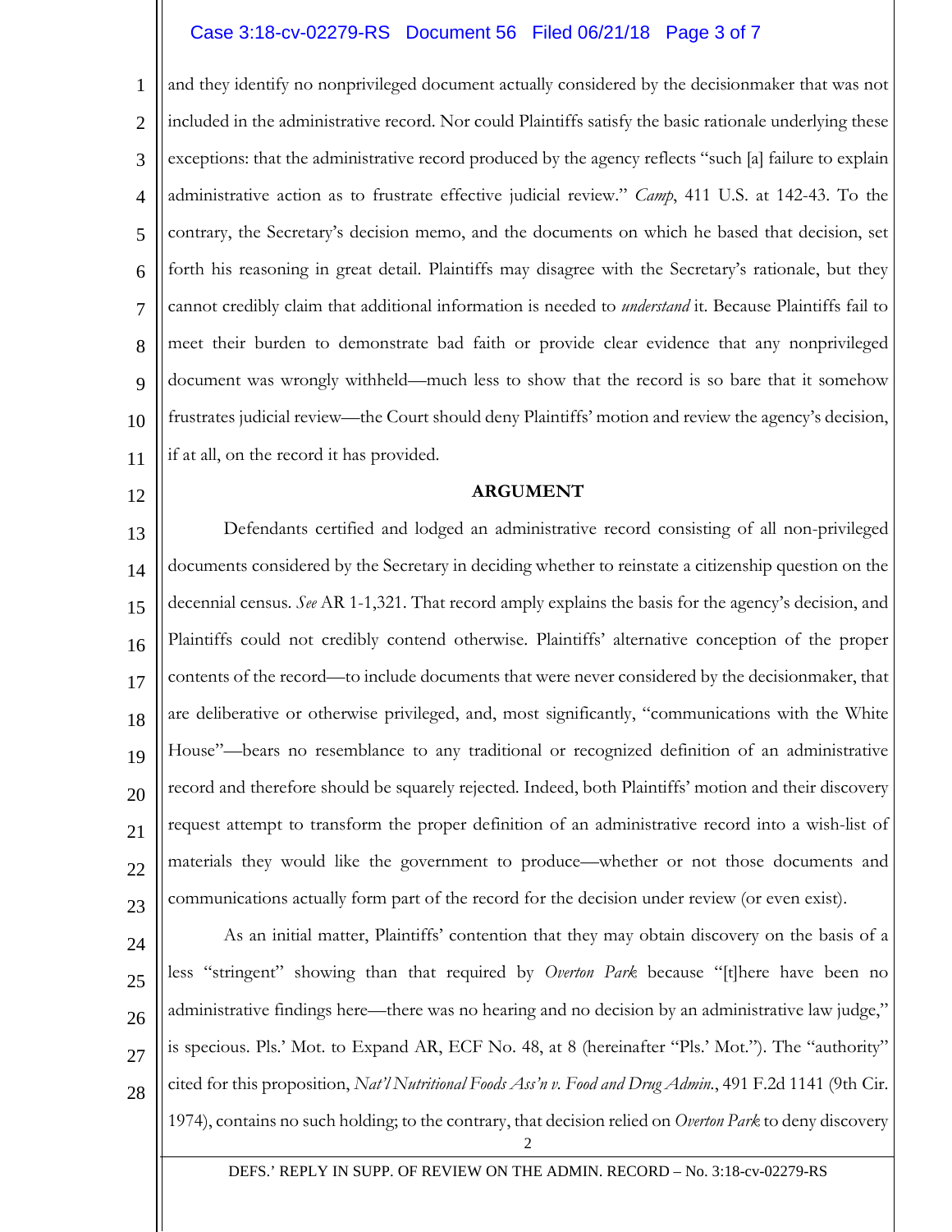and they identify no nonprivileged document actually considered by the decisionmaker that was not included in the administrative record. Nor could Plaintiffs satisfy the basic rationale underlying these exceptions: that the administrative record produced by the agency reflects "such [a] failure to explain administrative action as to frustrate effective judicial review." *Camp*, 411 U.S. at 142-43. To the contrary, the Secretary's decision memo, and the documents on which he based that decision, set forth his reasoning in great detail. Plaintiffs may disagree with the Secretary's rationale, but they cannot credibly claim that additional information is needed to *understand* it. Because Plaintiffs fail to meet their burden to demonstrate bad faith or provide clear evidence that any nonprivileged document was wrongly withheld—much less to show that the record is so bare that it somehow frustrates judicial review—the Court should deny Plaintiffs' motion and review the agency's decision, if at all, on the record it has provided.

## ARGUMENT

Defendants certified and lodged an administrative record consisting of all non-privileged documents considered by the Secretary in deciding whether to reinstate a citizenship question on the decennial census. *See* AR 1-1,321. That record amply explains the basis for the agency's decision, and Plaintiffs could not credibly contend otherwise. Plaintiffs' alternative conception of the proper contents of the record—to include documents that were never considered by the decisionmaker, that are deliberative or otherwise privileged, and, most significantly, "communications with the White House"—bears no resemblance to any traditional or recognized definition of an administrative record and therefore should be squarely rejected. Indeed, both Plaintiffs' motion and their discovery request attempt to transform the proper definition of an administrative record into a wish-list of materials they would like the government to produce—whether or not those documents and communications actually form part of the record for the decision under review (or even exist).

As an initial matter, Plaintiffs' contention that they may obtain discovery on the basis of a less "stringent" showing than that required by *Overton Park* because "[t]here have been no administrative findings here—there was no hearing and no decision by an administrative law judge," is specious. Pls.' Mot. to Expand AR, ECF No. 48, at 8 (hereinafter "Pls.' Mot."). The "authority" cited for this proposition, *Nat'l Nutritional Foods Ass'n v. Food and Drug Admin.*, 491 F.2d 1141 (9th Cir. 1974), contains no such holding; to the contrary, that decision relied on *Overton Park* to deny discovery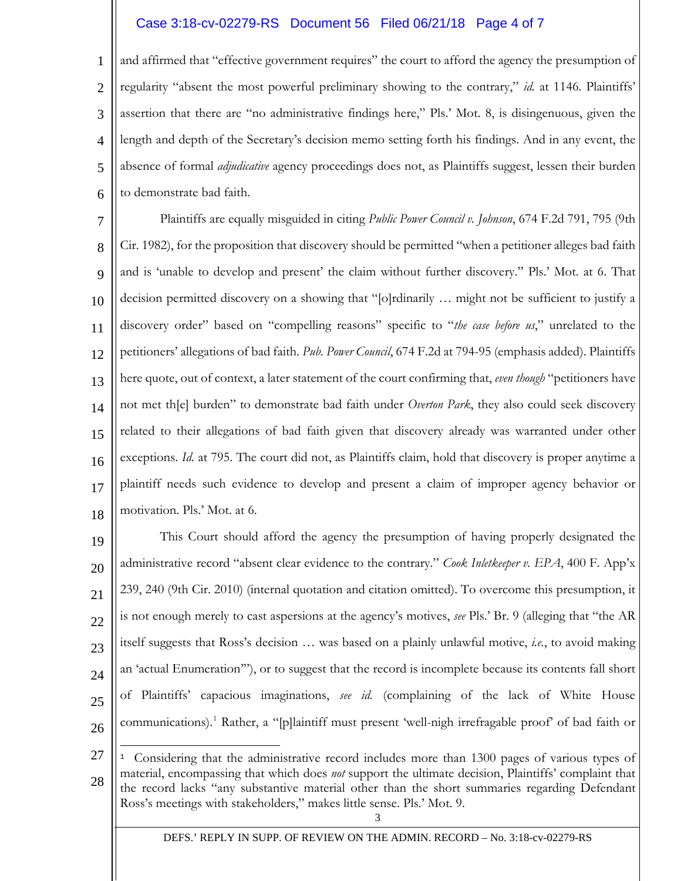and affirmed that "effective government requires" the court to afford the agency the presumption of regularity "absent the most powerful preliminary showing to the contrary," *id.* at 1146. Plaintiffs' assertion that there are "no administrative findings here," Pls.' Mot. 8, is disingenuous, given the length and depth of the Secretary's decision memo setting forth his findings. And in any event, the absence of formal *adjudicative* agency proceedings does not, as Plaintiffs suggest, lessen their burden to demonstrate bad faith.

Plaintiffs are equally misguided in citing *Public Power Council v. Johnson*, 674 F.2d 791, 795 (9th Cir. 1982), for the proposition that discovery should be permitted "when a petitioner alleges bad faith and is 'unable to develop and present' the claim without further discovery." Pls.' Mot. at 6. That decision permitted discovery on a showing that "[o]rdinarily … might not be sufficient to justify a discovery order" based on "compelling reasons" specific to "*the case before us*," unrelated to the petitioners' allegations of bad faith. *Pub. Power Council*, 674 F.2d at 794-95 (emphasis added). Plaintiffs here quote, out of context, a later statement of the court confirming that, *even though* "petitioners have not met th[e] burden" to demonstrate bad faith under *Overton Park*, they also could seek discovery related to their allegations of bad faith given that discovery already was warranted under other exceptions. *Id.* at 795. The court did not, as Plaintiffs claim, hold that discovery is proper anytime a plaintiff needs such evidence to develop and present a claim of improper agency behavior or motivation. Pls.' Mot. at 6.

This Court should afford the agency the presumption of having properly designated the administrative record "absent clear evidence to the contrary." *Cook Inletkeeper v. EPA*, 400 F. App'x 239, 240 (9th Cir. 2010) (internal quotation and citation omitted). To overcome this presumption, it is not enough merely to cast aspersions at the agency's motives, *see* Pls.' Br. 9 (alleging that "the AR itself suggests that Ross's decision … was based on a plainly unlawful motive, *i.e.*, to avoid making an 'actual Enumeration'"), or to suggest that the record is incomplete because its contents fall short of Plaintiffs' capacious imaginations, *see id.* (complaining of the lack of White House communications).[1] Rather, a "[p]laintiff must present 'well-nigh irrefragable proof' of bad faith or

---

[1] Considering that the administrative record includes more than 1300 pages of various types of material, encompassing that which does *not* support the ultimate decision, Plaintiffs' complaint that the record lacks "any substantive material other than the short summaries regarding Defendant Ross's meetings with stakeholders," makes little sense. Pls.' Mot. 9.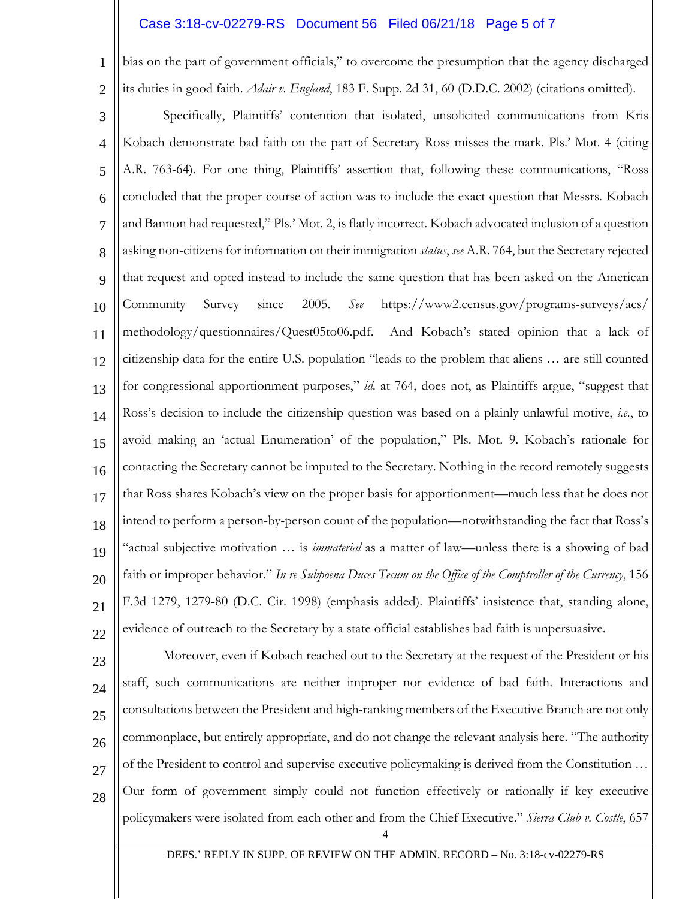bias on the part of government officials," to overcome the presumption that the agency discharged its duties in good faith. *Adair v. England*, 183 F. Supp. 2d 31, 60 (D.D.C. 2002) (citations omitted).

Specifically, Plaintiffs' contention that isolated, unsolicited communications from Kris Kobach demonstrate bad faith on the part of Secretary Ross misses the mark. Pls.' Mot. 4 (citing A.R. 763-64). For one thing, Plaintiffs' assertion that, following these communications, "Ross concluded that the proper course of action was to include the exact question that Messrs. Kobach and Bannon had requested," Pls.' Mot. 2, is flatly incorrect. Kobach advocated inclusion of a question asking non-citizens for information on their immigration *status*, *see* A.R. 764, but the Secretary rejected that request and opted instead to include the same question that has been asked on the American Community Survey since 2005. *See* https://www2.census.gov/programs-surveys/acs/methodology/questionnaires/Quest05to06.pdf. And Kobach's stated opinion that a lack of citizenship data for the entire U.S. population "leads to the problem that aliens … are still counted for congressional apportionment purposes," *id.* at 764, does not, as Plaintiffs argue, "suggest that Ross's decision to include the citizenship question was based on a plainly unlawful motive, *i.e.*, to avoid making an 'actual Enumeration' of the population," Pls. Mot. 9. Kobach's rationale for contacting the Secretary cannot be imputed to the Secretary. Nothing in the record remotely suggests that Ross shares Kobach's view on the proper basis for apportionment—much less that he does not intend to perform a person-by-person count of the population—notwithstanding the fact that Ross's "actual subjective motivation … is *immaterial* as a matter of law—unless there is a showing of bad faith or improper behavior." *In re Subpoena Duces Tecum on the Office of the Comptroller of the Currency*, 156 F.3d 1279, 1279-80 (D.C. Cir. 1998) (emphasis added). Plaintiffs' insistence that, standing alone, evidence of outreach to the Secretary by a state official establishes bad faith is unpersuasive.

Moreover, even if Kobach reached out to the Secretary at the request of the President or his staff, such communications are neither improper nor evidence of bad faith. Interactions and consultations between the President and high-ranking members of the Executive Branch are not only commonplace, but entirely appropriate, and do not change the relevant analysis here. "The authority of the President to control and supervise executive policymaking is derived from the Constitution … Our form of government simply could not function effectively or rationally if key executive policymakers were isolated from each other and from the Chief Executive." *Sierra Club v. Costle*, 657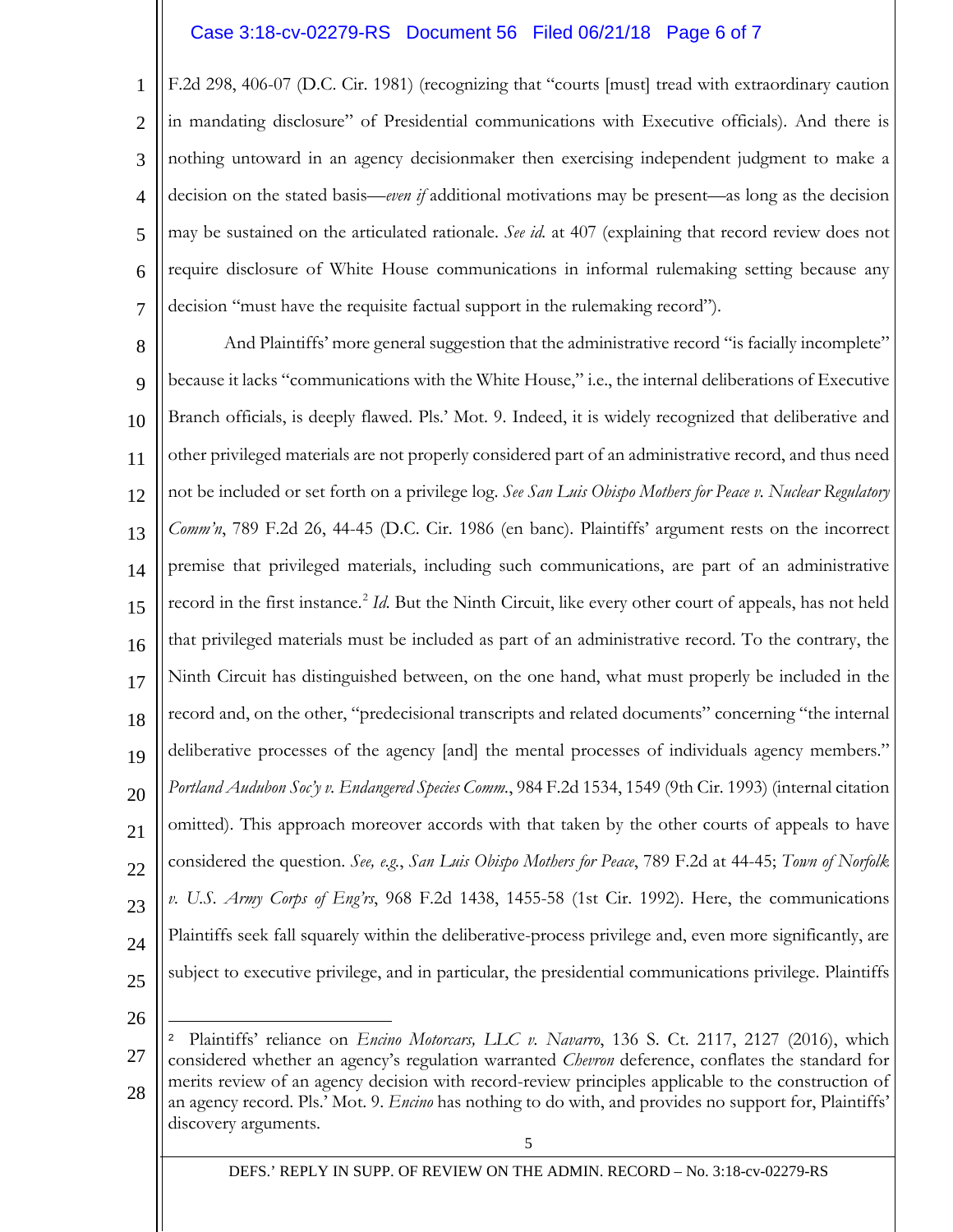F.2d 298, 406-07 (D.C. Cir. 1981) (recognizing that "courts [must] tread with extraordinary caution in mandating disclosure" of Presidential communications with Executive officials). And there is nothing untoward in an agency decisionmaker then exercising independent judgment to make a decision on the stated basis—*even if* additional motivations may be present—as long as the decision may be sustained on the articulated rationale. *See id.* at 407 (explaining that record review does not require disclosure of White House communications in informal rulemaking setting because any decision "must have the requisite factual support in the rulemaking record").

And Plaintiffs' more general suggestion that the administrative record "is facially incomplete" because it lacks "communications with the White House," i.e., the internal deliberations of Executive Branch officials, is deeply flawed. Pls.' Mot. 9. Indeed, it is widely recognized that deliberative and other privileged materials are not properly considered part of an administrative record, and thus need not be included or set forth on a privilege log. *See San Luis Obispo Mothers for Peace v. Nuclear Regulatory Comm'n*, 789 F.2d 26, 44-45 (D.C. Cir. 1986 (en banc). Plaintiffs' argument rests on the incorrect premise that privileged materials, including such communications, are part of an administrative record in the first instance.[2] *Id.* But the Ninth Circuit, like every other court of appeals, has not held that privileged materials must be included as part of an administrative record. To the contrary, the Ninth Circuit has distinguished between, on the one hand, what must properly be included in the record and, on the other, "predecisional transcripts and related documents" concerning "the internal deliberative processes of the agency [and] the mental processes of individuals agency members." *Portland Audubon Soc'y v. Endangered Species Comm.*, 984 F.2d 1534, 1549 (9th Cir. 1993) (internal citation omitted). This approach moreover accords with that taken by the other courts of appeals to have considered the question. *See, e.g.*, *San Luis Obispo Mothers for Peace*, 789 F.2d at 44-45; *Town of Norfolk v. U.S. Army Corps of Eng'rs*, 968 F.2d 1438, 1455-58 (1st Cir. 1992). Here, the communications Plaintiffs seek fall squarely within the deliberative-process privilege and, even more significantly, are subject to executive privilege, and in particular, the presidential communications privilege. Plaintiffs

---

[2] Plaintiffs' reliance on *Encino Motorcars, LLC v. Navarro*, 136 S. Ct. 2117, 2127 (2016), which considered whether an agency's regulation warranted *Chevron* deference, conflates the standard for merits review of an agency decision with record-review principles applicable to the construction of an agency record. Pls.' Mot. 9. *Encino* has nothing to do with, and provides no support for, Plaintiffs' discovery arguments.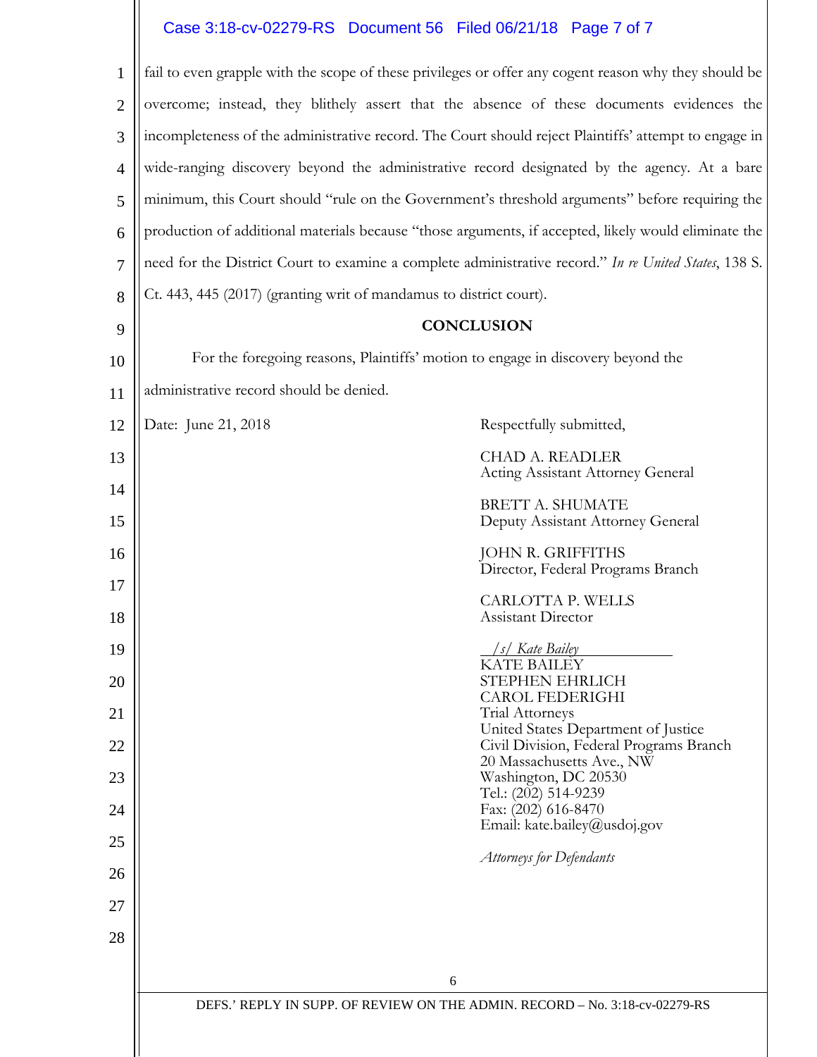fail to even grapple with the scope of these privileges or offer any cogent reason why they should be overcome; instead, they blithely assert that the absence of these documents evidences the incompleteness of the administrative record. The Court should reject Plaintiffs' attempt to engage in wide-ranging discovery beyond the administrative record designated by the agency. At a bare minimum, this Court should "rule on the Government's threshold arguments" before requiring the production of additional materials because "those arguments, if accepted, likely would eliminate the need for the District Court to examine a complete administrative record." *In re United States*, 138 S. Ct. 443, 445 (2017) (granting writ of mandamus to district court).

**CONCLUSION**

For the foregoing reasons, Plaintiffs' motion to engage in discovery beyond the administrative record should be denied.

Date: June 21, 2018

Respectfully submitted,

CHAD A. READLER
Acting Assistant Attorney General

BRETT A. SHUMATE
Deputy Assistant Attorney General

JOHN R. GRIFFITHS
Director, Federal Programs Branch

CARLOTTA P. WELLS
Assistant Director

*/s/ Kate Bailey*
KATE BAILEY
STEPHEN EHRLICH
CAROL FEDERIGHI
Trial Attorneys
United States Department of Justice
Civil Division, Federal Programs Branch
20 Massachusetts Ave., NW
Washington, DC 20530
Tel.: (202) 514-9239
Fax: (202) 616-8470
Email: kate.bailey@usdoj.gov

*Attorneys for Defendants*

DEFS.' REPLY IN SUPP. OF REVIEW ON THE ADMIN. RECORD – No. 3:18-cv-02279-RS